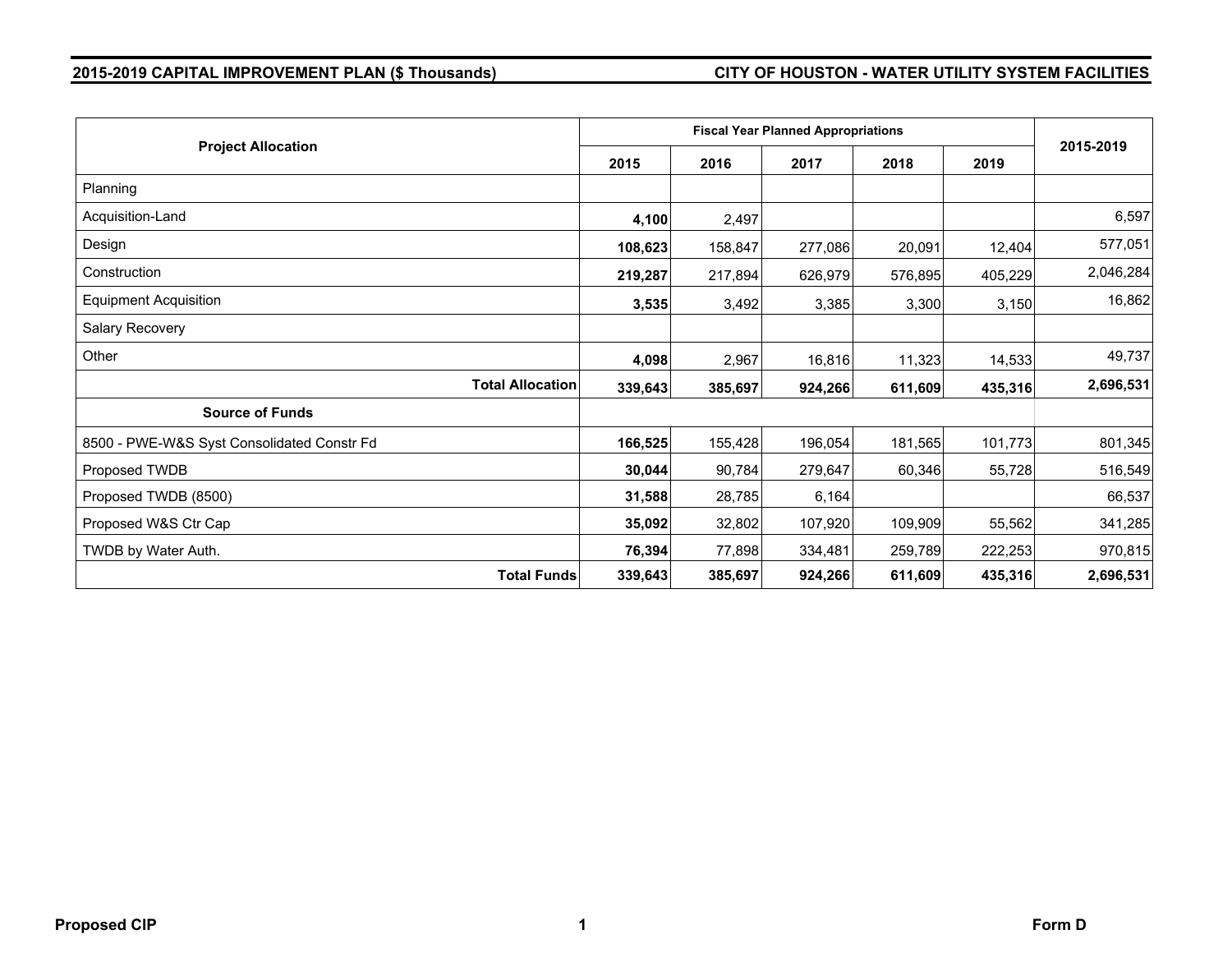**2015-2019 CAPITAL IMPROVEMENT PLAN ($ Thousands)** **CITY OF HOUSTON - WATER UTILITY SYSTEM FACILITIES**

| Project Allocation | Fiscal Year Planned Appropriations | | | | | 2015-2019 |
|---|---|---|---|---|---|---|
| | 2015 | 2016 | 2017 | 2018 | 2019 | |
| Planning | | | | | | |
| Acquisition-Land | **4,100** | 2,497 | | | | 6,597 |
| Design | **108,623** | 158,847 | 277,086 | 20,091 | 12,404 | 577,051 |
| Construction | **219,287** | 217,894 | 626,979 | 576,895 | 405,229 | 2,046,284 |
| Equipment Acquisition | **3,535** | 3,492 | 3,385 | 3,300 | 3,150 | 16,862 |
| Salary Recovery | | | | | | |
| Other | **4,098** | 2,967 | 16,816 | 11,323 | 14,533 | 49,737 |
| **Total Allocation** | **339,643** | **385,697** | **924,266** | **611,609** | **435,316** | **2,696,531** |
| **Source of Funds** | | | | | | |
| 8500 - PWE-W&S Syst Consolidated Constr Fd | **166,525** | 155,428 | 196,054 | 181,565 | 101,773 | 801,345 |
| Proposed TWDB | **30,044** | 90,784 | 279,647 | 60,346 | 55,728 | 516,549 |
| Proposed TWDB (8500) | **31,588** | 28,785 | 6,164 | | | 66,537 |
| Proposed W&S Ctr Cap | **35,092** | 32,802 | 107,920 | 109,909 | 55,562 | 341,285 |
| TWDB by Water Auth. | **76,394** | 77,898 | 334,481 | 259,789 | 222,253 | 970,815 |
| **Total Funds** | **339,643** | **385,697** | **924,266** | **611,609** | **435,316** | **2,696,531** |

**Proposed CIP** **Form D**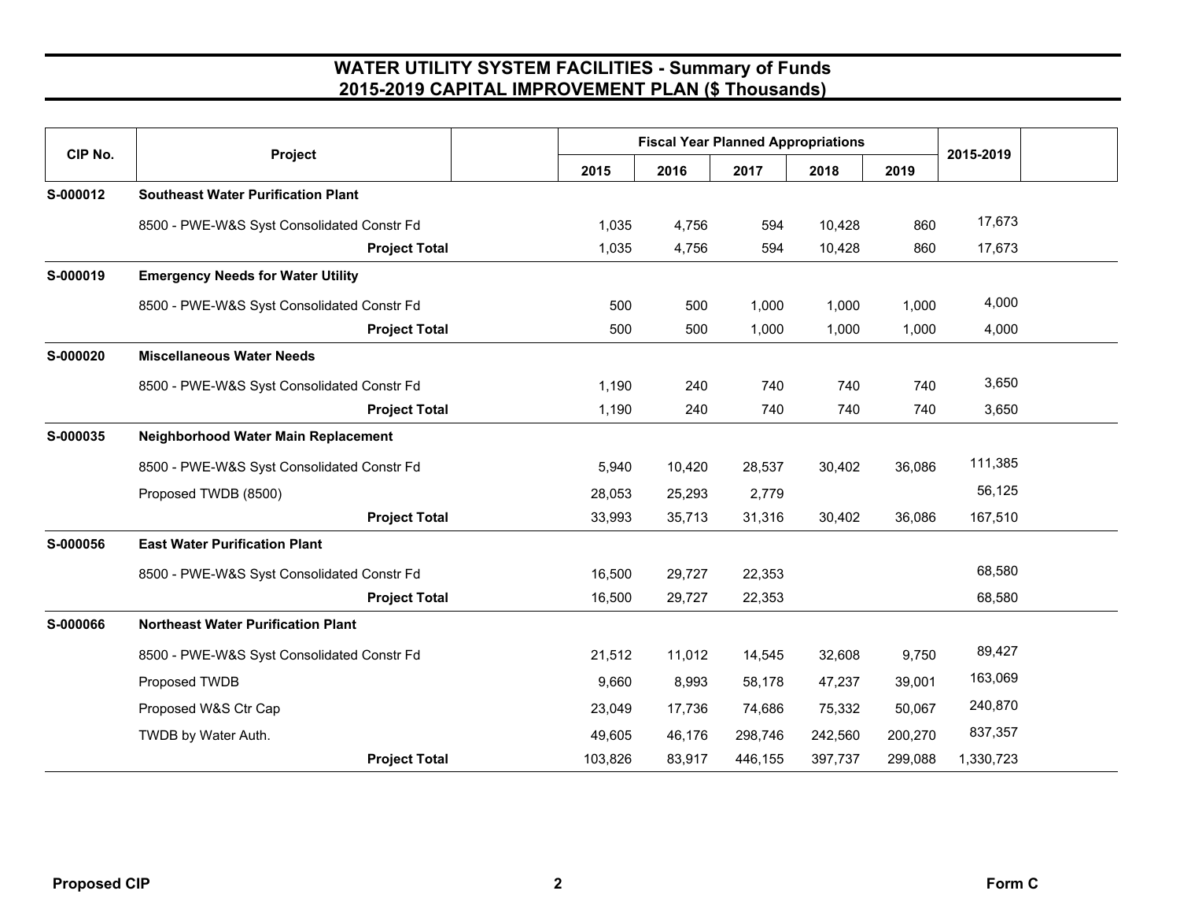# WATER UTILITY SYSTEM FACILITIES - Summary of Funds
## 2015-2019 CAPITAL IMPROVEMENT PLAN ($ Thousands)

| CIP No. | Project | Fiscal Year Planned Appropriations | | | | | 2015-2019 |
|---|---|---|---|---|---|---|---|
| | | 2015 | 2016 | 2017 | 2018 | 2019 | |
| S-000012 | **Southeast Water Purification Plant** | | | | | | |
| | 8500 - PWE-W&S Syst Consolidated Constr Fd | 1,035 | 4,756 | 594 | 10,428 | 860 | 17,673 |
| | **Project Total** | 1,035 | 4,756 | 594 | 10,428 | 860 | 17,673 |
| S-000019 | **Emergency Needs for Water Utility** | | | | | | |
| | 8500 - PWE-W&S Syst Consolidated Constr Fd | 500 | 500 | 1,000 | 1,000 | 1,000 | 4,000 |
| | **Project Total** | 500 | 500 | 1,000 | 1,000 | 1,000 | 4,000 |
| S-000020 | **Miscellaneous Water Needs** | | | | | | |
| | 8500 - PWE-W&S Syst Consolidated Constr Fd | 1,190 | 240 | 740 | 740 | 740 | 3,650 |
| | **Project Total** | 1,190 | 240 | 740 | 740 | 740 | 3,650 |
| S-000035 | **Neighborhood Water Main Replacement** | | | | | | |
| | 8500 - PWE-W&S Syst Consolidated Constr Fd | 5,940 | 10,420 | 28,537 | 30,402 | 36,086 | 111,385 |
| | Proposed TWDB (8500) | 28,053 | 25,293 | 2,779 | | | 56,125 |
| | **Project Total** | 33,993 | 35,713 | 31,316 | 30,402 | 36,086 | 167,510 |
| S-000056 | **East Water Purification Plant** | | | | | | |
| | 8500 - PWE-W&S Syst Consolidated Constr Fd | 16,500 | 29,727 | 22,353 | | | 68,580 |
| | **Project Total** | 16,500 | 29,727 | 22,353 | | | 68,580 |
| S-000066 | **Northeast Water Purification Plant** | | | | | | |
| | 8500 - PWE-W&S Syst Consolidated Constr Fd | 21,512 | 11,012 | 14,545 | 32,608 | 9,750 | 89,427 |
| | Proposed TWDB | 9,660 | 8,993 | 58,178 | 47,237 | 39,001 | 163,069 |
| | Proposed W&S Ctr Cap | 23,049 | 17,736 | 74,686 | 75,332 | 50,067 | 240,870 |
| | TWDB by Water Auth. | 49,605 | 46,176 | 298,746 | 242,560 | 200,270 | 837,357 |
| | **Project Total** | 103,826 | 83,917 | 446,155 | 397,737 | 299,088 | 1,330,723 |

**Proposed CIP** **Form C**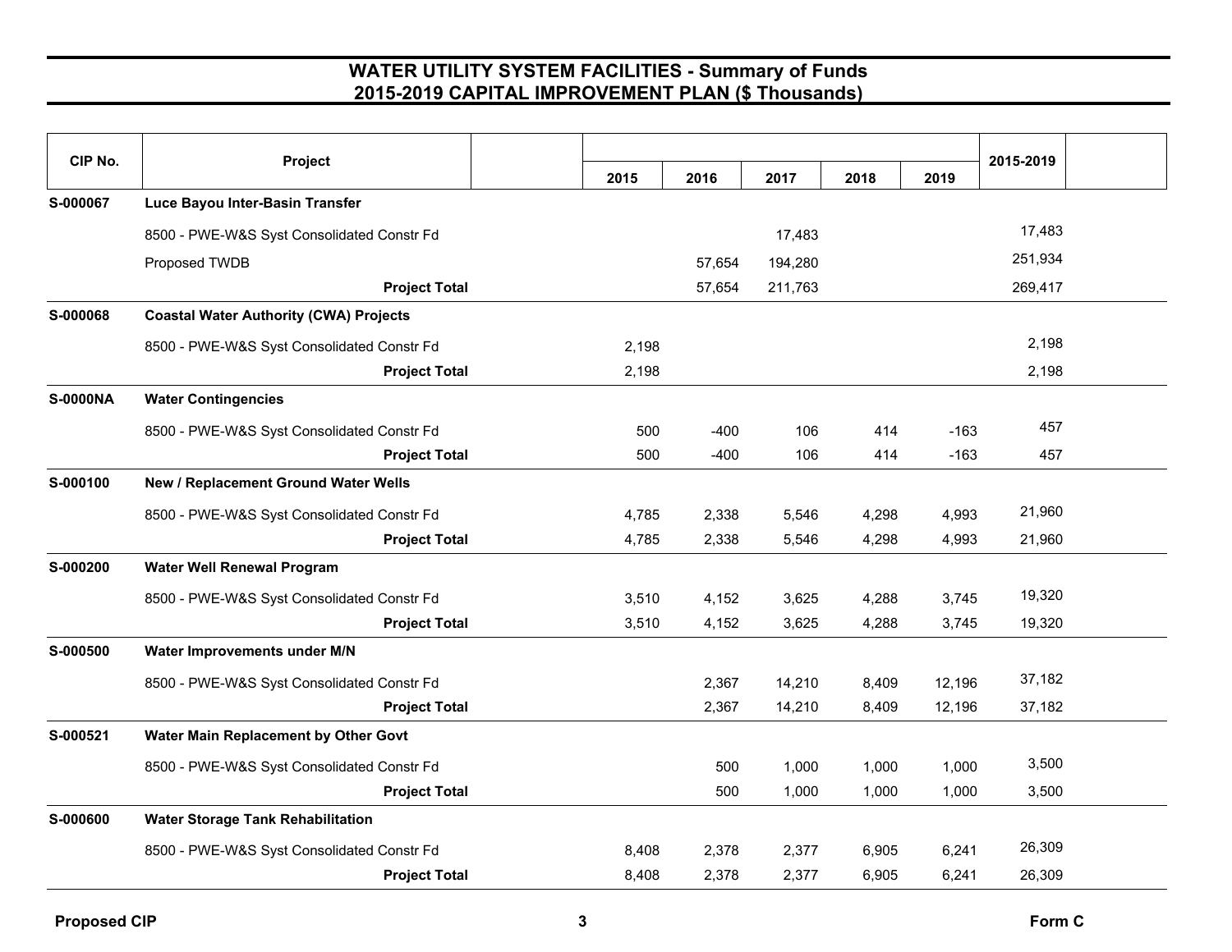# WATER UTILITY SYSTEM FACILITIES - Summary of Funds
## 2015-2019 CAPITAL IMPROVEMENT PLAN ($ Thousands)

| CIP No. | Project | 2015 | 2016 | 2017 | 2018 | 2019 | 2015-2019 |
|---|---|---|---|---|---|---|---|
| **S-000067** | **Luce Bayou Inter-Basin Transfer** | | | | | | |
| | 8500 - PWE-W&S Syst Consolidated Constr Fd | | | 17,483 | | | 17,483 |
| | Proposed TWDB | | 57,654 | 194,280 | | | 251,934 |
| | **Project Total** | | 57,654 | 211,763 | | | 269,417 |
| **S-000068** | **Coastal Water Authority (CWA) Projects** | | | | | | |
| | 8500 - PWE-W&S Syst Consolidated Constr Fd | 2,198 | | | | | 2,198 |
| | **Project Total** | 2,198 | | | | | 2,198 |
| **S-0000NA** | **Water Contingencies** | | | | | | |
| | 8500 - PWE-W&S Syst Consolidated Constr Fd | 500 | -400 | 106 | 414 | -163 | 457 |
| | **Project Total** | 500 | -400 | 106 | 414 | -163 | 457 |
| **S-000100** | **New / Replacement Ground Water Wells** | | | | | | |
| | 8500 - PWE-W&S Syst Consolidated Constr Fd | 4,785 | 2,338 | 5,546 | 4,298 | 4,993 | 21,960 |
| | **Project Total** | 4,785 | 2,338 | 5,546 | 4,298 | 4,993 | 21,960 |
| **S-000200** | **Water Well Renewal Program** | | | | | | |
| | 8500 - PWE-W&S Syst Consolidated Constr Fd | 3,510 | 4,152 | 3,625 | 4,288 | 3,745 | 19,320 |
| | **Project Total** | 3,510 | 4,152 | 3,625 | 4,288 | 3,745 | 19,320 |
| **S-000500** | **Water Improvements under M/N** | | | | | | |
| | 8500 - PWE-W&S Syst Consolidated Constr Fd | | 2,367 | 14,210 | 8,409 | 12,196 | 37,182 |
| | **Project Total** | | 2,367 | 14,210 | 8,409 | 12,196 | 37,182 |
| **S-000521** | **Water Main Replacement by Other Govt** | | | | | | |
| | 8500 - PWE-W&S Syst Consolidated Constr Fd | | 500 | 1,000 | 1,000 | 1,000 | 3,500 |
| | **Project Total** | | 500 | 1,000 | 1,000 | 1,000 | 3,500 |
| **S-000600** | **Water Storage Tank Rehabilitation** | | | | | | |
| | 8500 - PWE-W&S Syst Consolidated Constr Fd | 8,408 | 2,378 | 2,377 | 6,905 | 6,241 | 26,309 |
| | **Project Total** | 8,408 | 2,378 | 2,377 | 6,905 | 6,241 | 26,309 |

**Proposed CIP** **Form C**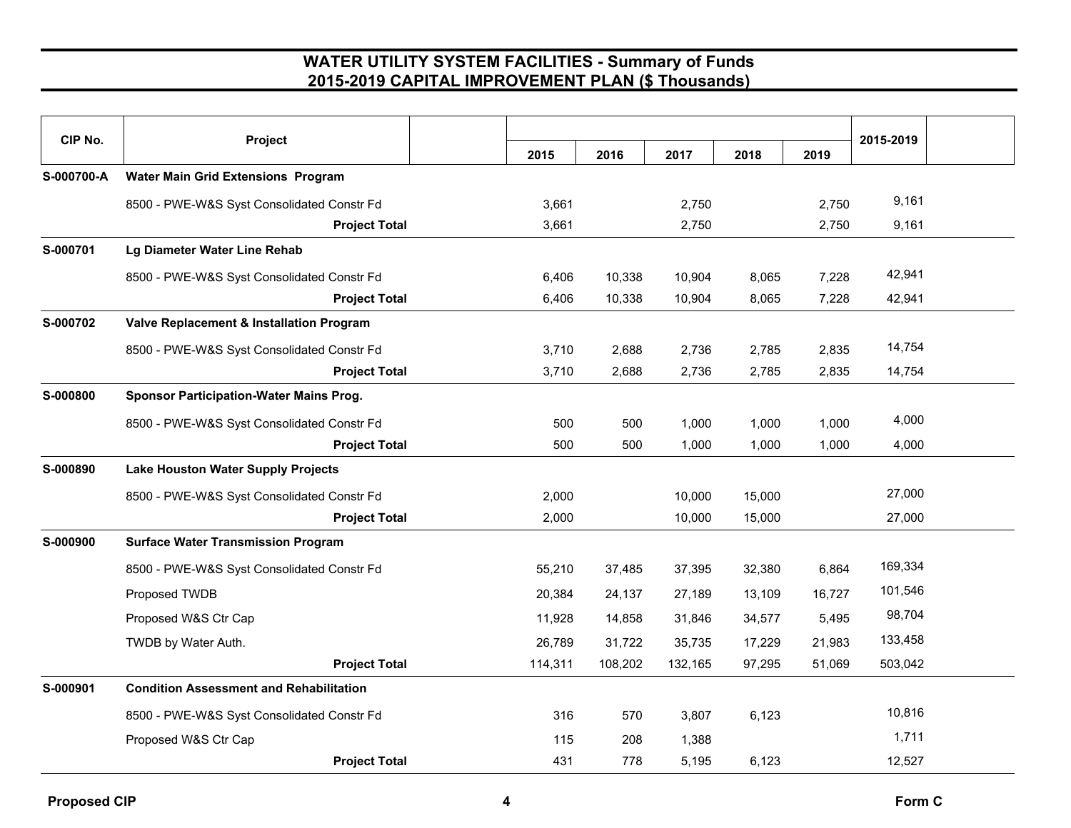# WATER UTILITY SYSTEM FACILITIES - Summary of Funds
## 2015-2019 CAPITAL IMPROVEMENT PLAN ($ Thousands)

| CIP No. | Project | 2015 | 2016 | 2017 | 2018 | 2019 | 2015-2019 |
|---|---|---|---|---|---|---|---|
| **S-000700-A** | **Water Main Grid Extensions Program** | | | | | | |
| | 8500 - PWE-W&S Syst Consolidated Constr Fd | 3,661 | | 2,750 | | 2,750 | 9,161 |
| | **Project Total** | 3,661 | | 2,750 | | 2,750 | 9,161 |
| **S-000701** | **Lg Diameter Water Line Rehab** | | | | | | |
| | 8500 - PWE-W&S Syst Consolidated Constr Fd | 6,406 | 10,338 | 10,904 | 8,065 | 7,228 | 42,941 |
| | **Project Total** | 6,406 | 10,338 | 10,904 | 8,065 | 7,228 | 42,941 |
| **S-000702** | **Valve Replacement & Installation Program** | | | | | | |
| | 8500 - PWE-W&S Syst Consolidated Constr Fd | 3,710 | 2,688 | 2,736 | 2,785 | 2,835 | 14,754 |
| | **Project Total** | 3,710 | 2,688 | 2,736 | 2,785 | 2,835 | 14,754 |
| **S-000800** | **Sponsor Participation-Water Mains Prog.** | | | | | | |
| | 8500 - PWE-W&S Syst Consolidated Constr Fd | 500 | 500 | 1,000 | 1,000 | 1,000 | 4,000 |
| | **Project Total** | 500 | 500 | 1,000 | 1,000 | 1,000 | 4,000 |
| **S-000890** | **Lake Houston Water Supply Projects** | | | | | | |
| | 8500 - PWE-W&S Syst Consolidated Constr Fd | 2,000 | | 10,000 | 15,000 | | 27,000 |
| | **Project Total** | 2,000 | | 10,000 | 15,000 | | 27,000 |
| **S-000900** | **Surface Water Transmission Program** | | | | | | |
| | 8500 - PWE-W&S Syst Consolidated Constr Fd | 55,210 | 37,485 | 37,395 | 32,380 | 6,864 | 169,334 |
| | Proposed TWDB | 20,384 | 24,137 | 27,189 | 13,109 | 16,727 | 101,546 |
| | Proposed W&S Ctr Cap | 11,928 | 14,858 | 31,846 | 34,577 | 5,495 | 98,704 |
| | TWDB by Water Auth. | 26,789 | 31,722 | 35,735 | 17,229 | 21,983 | 133,458 |
| | **Project Total** | 114,311 | 108,202 | 132,165 | 97,295 | 51,069 | 503,042 |
| **S-000901** | **Condition Assessment and Rehabilitation** | | | | | | |
| | 8500 - PWE-W&S Syst Consolidated Constr Fd | 316 | 570 | 3,807 | 6,123 | | 10,816 |
| | Proposed W&S Ctr Cap | 115 | 208 | 1,388 | | | 1,711 |
| | **Project Total** | 431 | 778 | 5,195 | 6,123 | | 12,527 |

**Proposed CIP** | **Form C**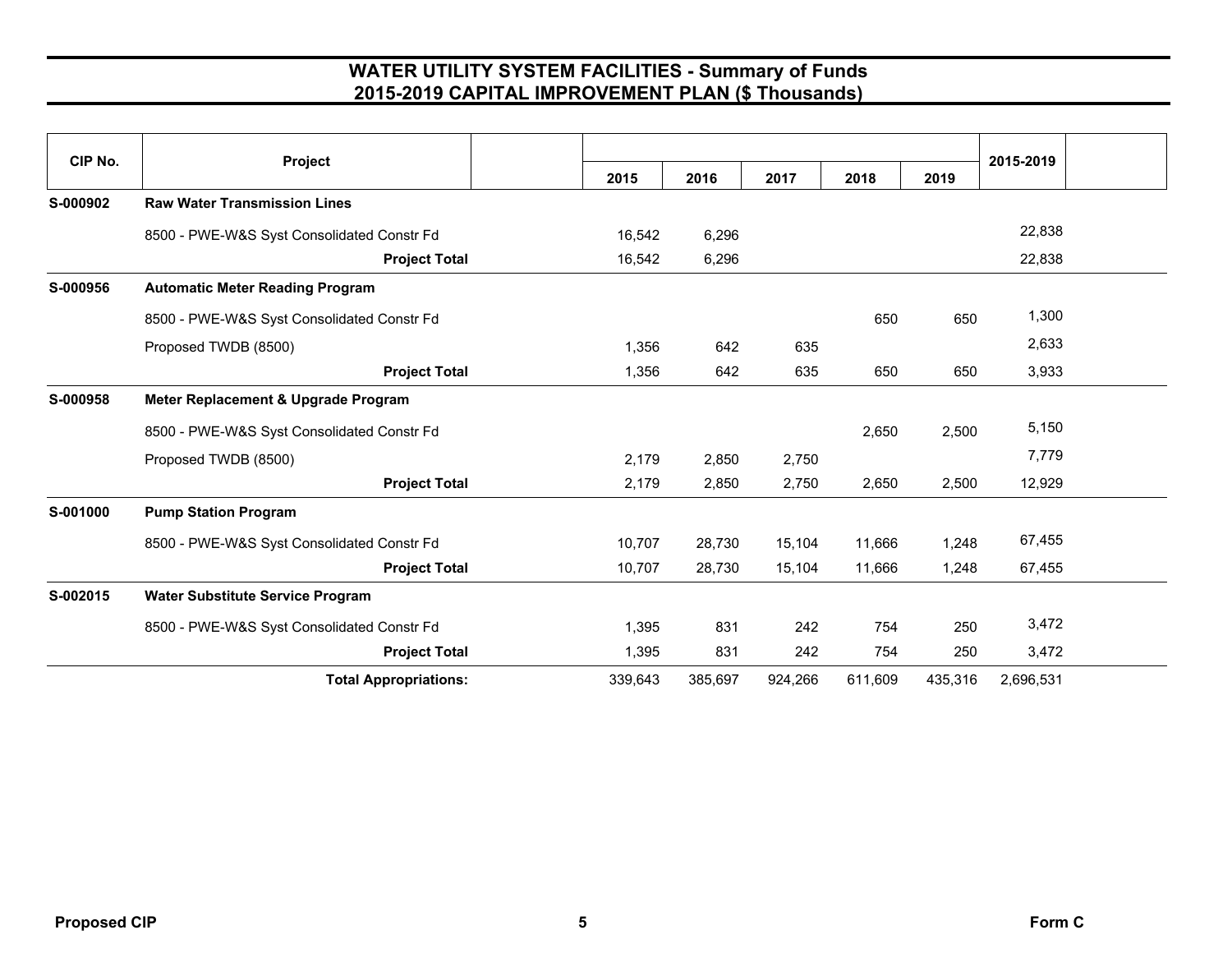# WATER UTILITY SYSTEM FACILITIES - Summary of Funds
## 2015-2019 CAPITAL IMPROVEMENT PLAN ($ Thousands)

| CIP No. | Project | 2015 | 2016 | 2017 | 2018 | 2019 | 2015-2019 |
|---|---|---|---|---|---|---|---|
| S-000902 | **Raw Water Transmission Lines** | | | | | | |
| | 8500 - PWE-W&S Syst Consolidated Constr Fd | 16,542 | 6,296 | | | | 22,838 |
| | **Project Total** | 16,542 | 6,296 | | | | 22,838 |
| S-000956 | **Automatic Meter Reading Program** | | | | | | |
| | 8500 - PWE-W&S Syst Consolidated Constr Fd | | | | 650 | 650 | 1,300 |
| | Proposed TWDB (8500) | 1,356 | 642 | 635 | | | 2,633 |
| | **Project Total** | 1,356 | 642 | 635 | 650 | 650 | 3,933 |
| S-000958 | **Meter Replacement & Upgrade Program** | | | | | | |
| | 8500 - PWE-W&S Syst Consolidated Constr Fd | | | | 2,650 | 2,500 | 5,150 |
| | Proposed TWDB (8500) | 2,179 | 2,850 | 2,750 | | | 7,779 |
| | **Project Total** | 2,179 | 2,850 | 2,750 | 2,650 | 2,500 | 12,929 |
| S-001000 | **Pump Station Program** | | | | | | |
| | 8500 - PWE-W&S Syst Consolidated Constr Fd | 10,707 | 28,730 | 15,104 | 11,666 | 1,248 | 67,455 |
| | **Project Total** | 10,707 | 28,730 | 15,104 | 11,666 | 1,248 | 67,455 |
| S-002015 | **Water Substitute Service Program** | | | | | | |
| | 8500 - PWE-W&S Syst Consolidated Constr Fd | 1,395 | 831 | 242 | 754 | 250 | 3,472 |
| | **Project Total** | 1,395 | 831 | 242 | 754 | 250 | 3,472 |
| | **Total Appropriations:** | 339,643 | 385,697 | 924,266 | 611,609 | 435,316 | 2,696,531 |

**Proposed CIP** **Form C**